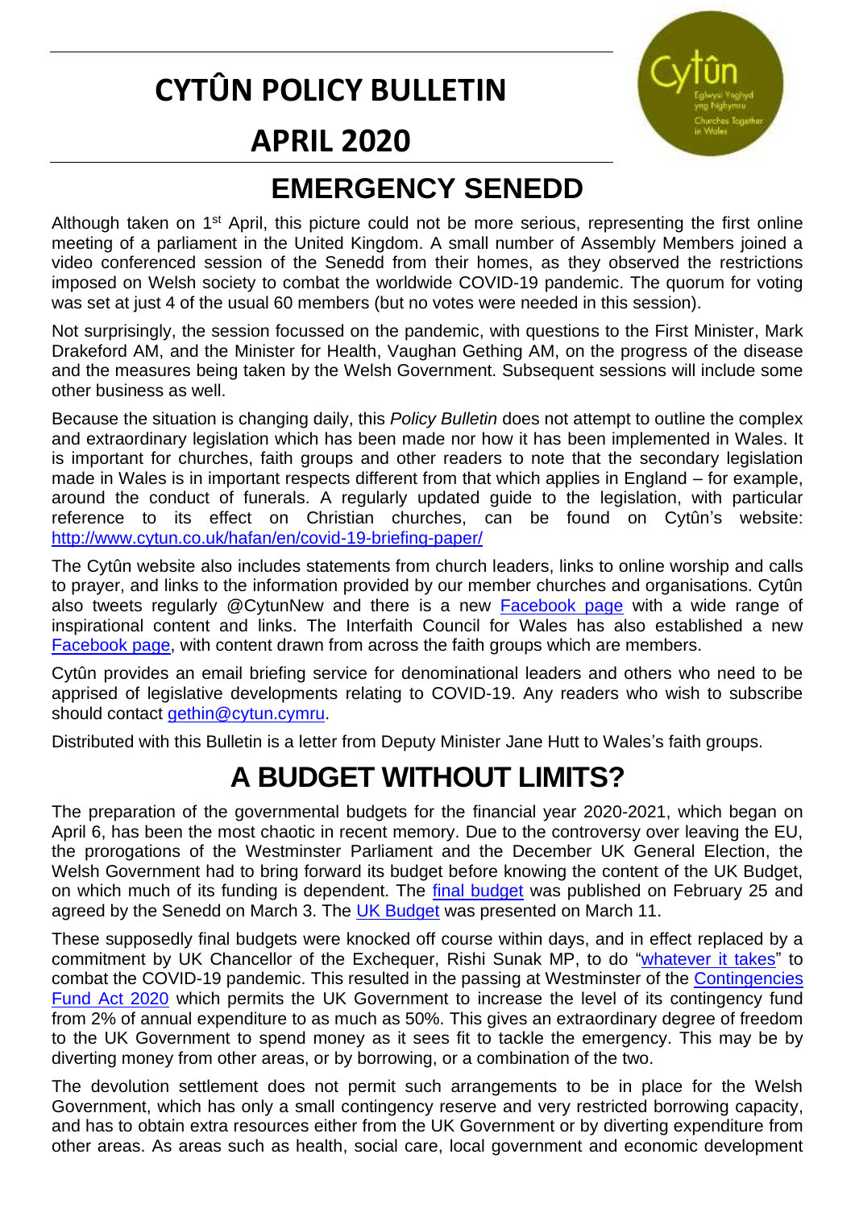# CYTÛN POLICY BULLETIN

# APRIL 2020

## EMERGENCY SENEDD

Although taken on 1st April, this picture could not be more serious, representing the first online meeting of a parliament in the United Kingdom. A small number of Assembly Members joined a video conferenced session of the Senedd from their homes, as they observed the restrictions imposed on Welsh society to combat the worldwide COVID-19 pandemic. The quorum for voting was set at just 4 of the usual 60 members (but no votes were needed in this session).

Not surprisingly, the session focussed on the pandemic, with questions to the First Minister, Mark Drakeford AM, and the Minister for Health, Vaughan Gething AM, on the progress of the disease and the measures being taken by the Welsh Government. Subsequent sessions will include some other business as well.

Because the situation is changing daily, this *Policy Bulletin* does not attempt to outline the complex and extraordinary legislation which has been made nor how it has been implemented in Wales. It is important for churches, faith groups and other readers to note that the secondary legislation made in Wales is in important respects different from that which applies in England – for example, around the conduct of funerals. A regularly updated guide to the legislation, with particular reference to its effect on Christian churches, can be found on Cytûn's website: http://www.cytun.co.uk/hafan/en/covid-19-briefing-paper/

The Cytûn website also includes statements from church leaders, links to online worship and calls to prayer, and links to the information provided by our member churches and organisations. Cytûn also tweets regularly @CytunNew and there is a new Facebook page with a wide range of inspirational content and links. The Interfaith Council for Wales has also established a new Facebook page, with content drawn from across the faith groups which are members.

Cytûn provides an email briefing service for denominational leaders and others who need to be apprised of legislative developments relating to COVID-19. Any readers who wish to subscribe should contact gethin@cytun.cymru.

Distributed with this Bulletin is a letter from Deputy Minister Jane Hutt to Wales's faith groups.

## A BUDGET WITHOUT LIMITS?

The preparation of the governmental budgets for the financial year 2020-2021, which began on April 6, has been the most chaotic in recent memory. Due to the controversy over leaving the EU, the prorogations of the Westminster Parliament and the December UK General Election, the Welsh Government had to bring forward its budget before knowing the content of the UK Budget, on which much of its funding is dependent. The final budget was published on February 25 and agreed by the Senedd on March 3. The UK Budget was presented on March 11.

These supposedly final budgets were knocked off course within days, and in effect replaced by a commitment by UK Chancellor of the Exchequer, Rishi Sunak MP, to do "whatever it takes" to combat the COVID-19 pandemic. This resulted in the passing at Westminster of the Contingencies Fund Act 2020 which permits the UK Government to increase the level of its contingency fund from 2% of annual expenditure to as much as 50%. This gives an extraordinary degree of freedom to the UK Government to spend money as it sees fit to tackle the emergency. This may be by diverting money from other areas, or by borrowing, or a combination of the two.

The devolution settlement does not permit such arrangements to be in place for the Welsh Government, which has only a small contingency reserve and very restricted borrowing capacity, and has to obtain extra resources either from the UK Government or by diverting expenditure from other areas. As areas such as health, social care, local government and economic development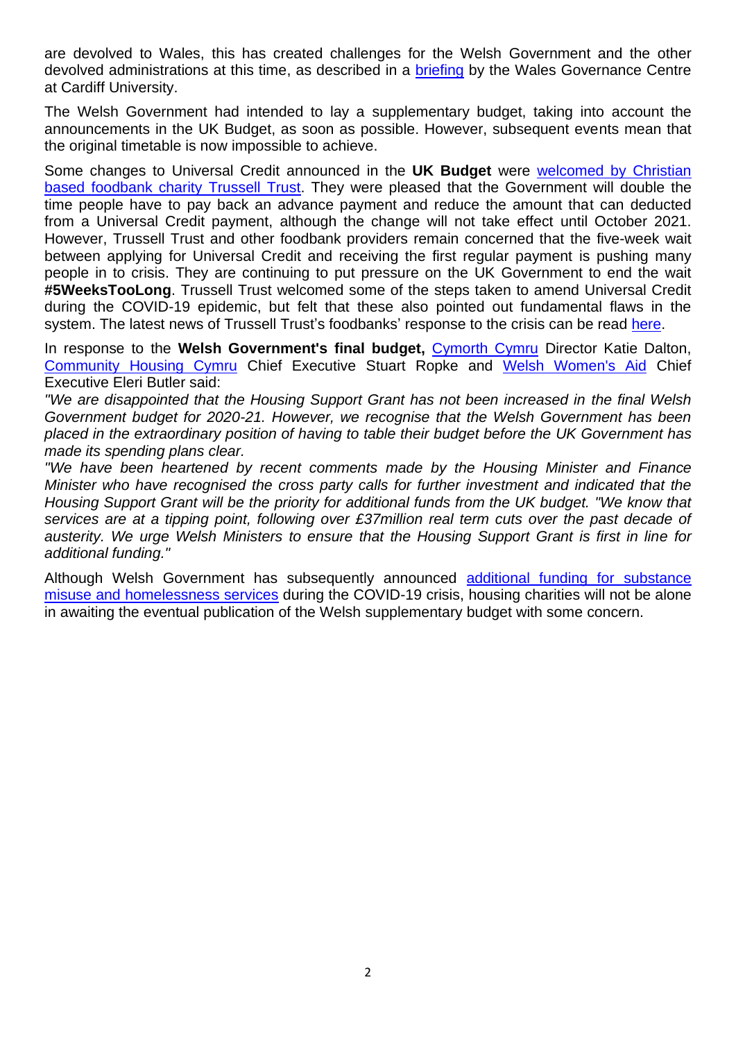are devolved to Wales, this has created challenges for the Welsh Government and the other devolved administrations at this time, as described in a [briefing](#) by the Wales Governance Centre at Cardiff University.

The Welsh Government had intended to lay a supplementary budget, taking into account the announcements in the UK Budget, as soon as possible. However, subsequent events mean that the original timetable is now impossible to achieve.

Some changes to Universal Credit announced in the **UK Budget** were [welcomed by Christian based foodbank charity Trussell Trust](#). They were pleased that the Government will double the time people have to pay back an advance payment and reduce the amount that can deducted from a Universal Credit payment, although the change will not take effect until October 2021. However, Trussell Trust and other foodbank providers remain concerned that the five-week wait between applying for Universal Credit and receiving the first regular payment is pushing many people in to crisis. They are continuing to put pressure on the UK Government to end the wait **#5WeeksTooLong**. Trussell Trust welcomed some of the steps taken to amend Universal Credit during the COVID-19 epidemic, but felt that these also pointed out fundamental flaws in the system. The latest news of Trussell Trust's foodbanks' response to the crisis can be read [here](#).

In response to the **Welsh Government's final budget,** [Cymorth Cymru](#) Director Katie Dalton, [Community Housing Cymru](#) Chief Executive Stuart Ropke and [Welsh Women's Aid](#) Chief Executive Eleri Butler said:

*"We are disappointed that the Housing Support Grant has not been increased in the final Welsh Government budget for 2020-21. However, we recognise that the Welsh Government has been placed in the extraordinary position of having to table their budget before the UK Government has made its spending plans clear.*

*"We have been heartened by recent comments made by the Housing Minister and Finance Minister who have recognised the cross party calls for further investment and indicated that the Housing Support Grant will be the priority for additional funds from the UK budget. "We know that services are at a tipping point, following over £37million real term cuts over the past decade of austerity. We urge Welsh Ministers to ensure that the Housing Support Grant is first in line for additional funding."*

Although Welsh Government has subsequently announced [additional funding for substance misuse and homelessness services](#) during the COVID-19 crisis, housing charities will not be alone in awaiting the eventual publication of the Welsh supplementary budget with some concern.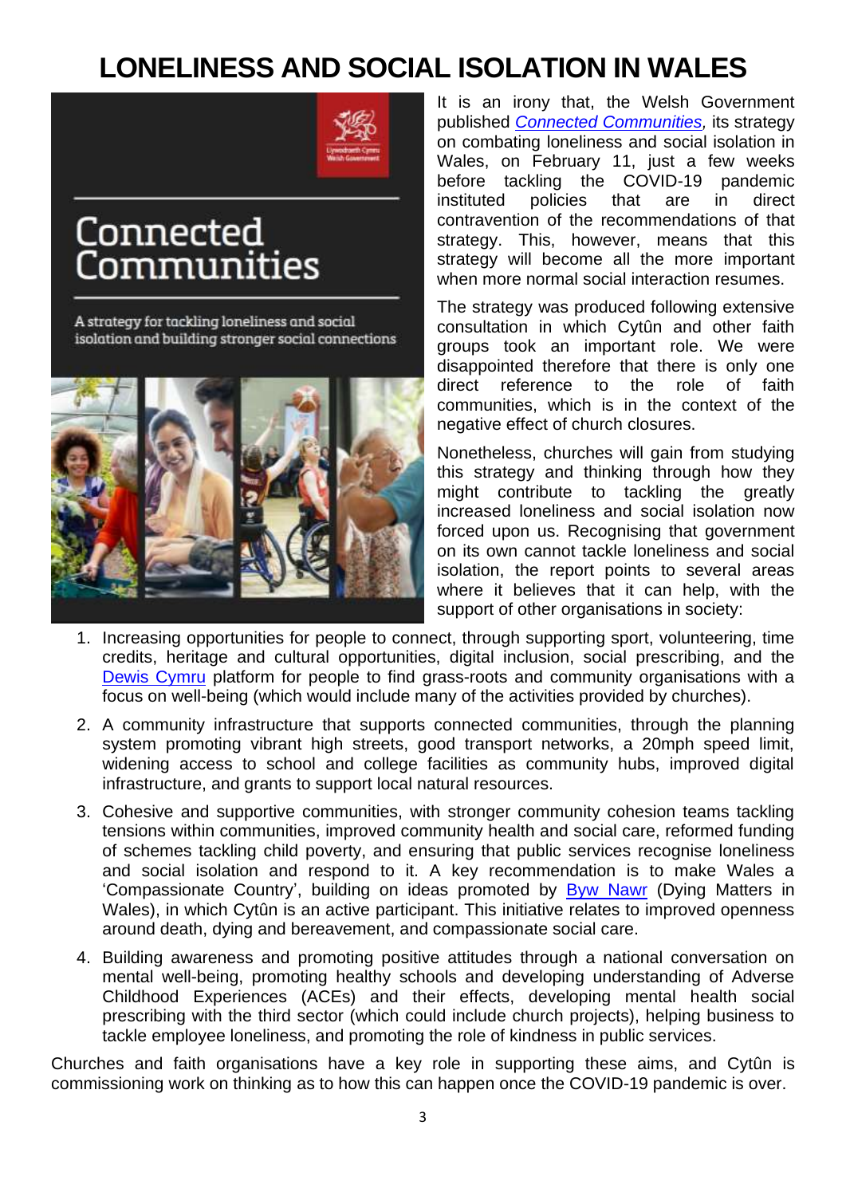# LONELINESS AND SOCIAL ISOLATION IN WALES

It is an irony that, the Welsh Government published *Connected Communities,* its strategy on combating loneliness and social isolation in Wales, on February 11, just a few weeks before tackling the COVID-19 pandemic instituted policies that are in direct contravention of the recommendations of that strategy. This, however, means that this strategy will become all the more important when more normal social interaction resumes.

The strategy was produced following extensive consultation in which Cytûn and other faith groups took an important role. We were disappointed therefore that there is only one direct reference to the role of faith communities, which is in the context of the negative effect of church closures.

Nonetheless, churches will gain from studying this strategy and thinking through how they might contribute to tackling the greatly increased loneliness and social isolation now forced upon us. Recognising that government on its own cannot tackle loneliness and social isolation, the report points to several areas where it believes that it can help, with the support of other organisations in society:

1. Increasing opportunities for people to connect, through supporting sport, volunteering, time credits, heritage and cultural opportunities, digital inclusion, social prescribing, and the Dewis Cymru platform for people to find grass-roots and community organisations with a focus on well-being (which would include many of the activities provided by churches).
2. A community infrastructure that supports connected communities, through the planning system promoting vibrant high streets, good transport networks, a 20mph speed limit, widening access to school and college facilities as community hubs, improved digital infrastructure, and grants to support local natural resources.
3. Cohesive and supportive communities, with stronger community cohesion teams tackling tensions within communities, improved community health and social care, reformed funding of schemes tackling child poverty, and ensuring that public services recognise loneliness and social isolation and respond to it. A key recommendation is to make Wales a 'Compassionate Country', building on ideas promoted by Byw Nawr (Dying Matters in Wales), in which Cytûn is an active participant. This initiative relates to improved openness around death, dying and bereavement, and compassionate social care.
4. Building awareness and promoting positive attitudes through a national conversation on mental well-being, promoting healthy schools and developing understanding of Adverse Childhood Experiences (ACEs) and their effects, developing mental health social prescribing with the third sector (which could include church projects), helping business to tackle employee loneliness, and promoting the role of kindness in public services.

Churches and faith organisations have a key role in supporting these aims, and Cytûn is commissioning work on thinking as to how this can happen once the COVID-19 pandemic is over.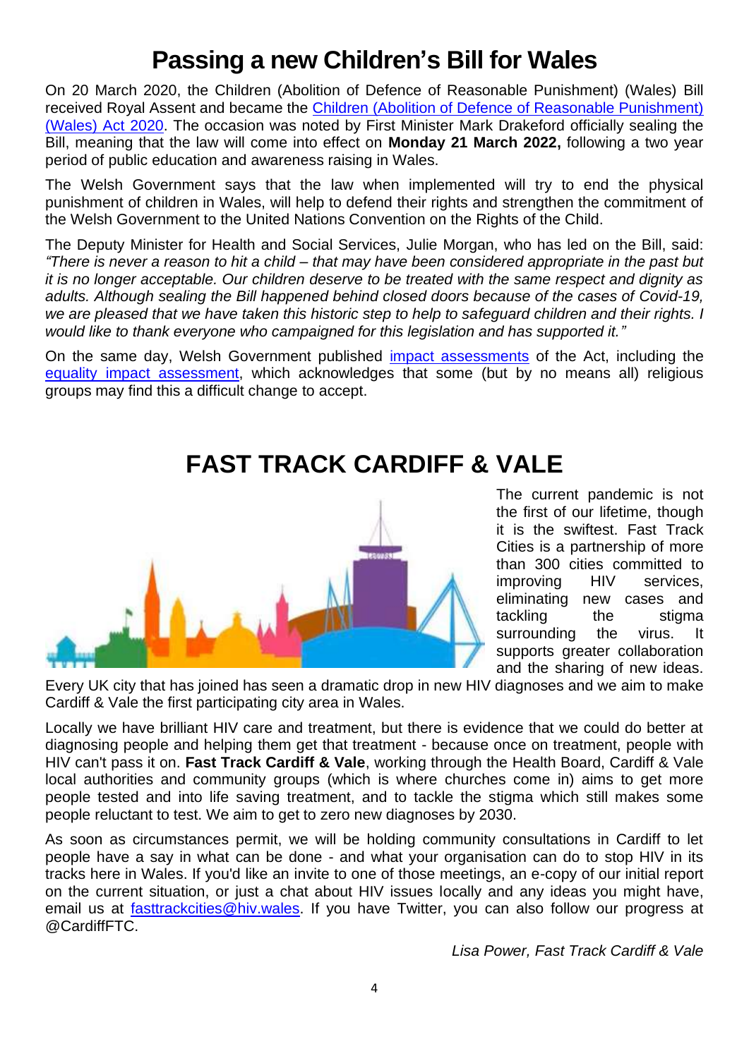# Passing a new Children's Bill for Wales

On 20 March 2020, the Children (Abolition of Defence of Reasonable Punishment) (Wales) Bill received Royal Assent and became the Children (Abolition of Defence of Reasonable Punishment) (Wales) Act 2020. The occasion was noted by First Minister Mark Drakeford officially sealing the Bill, meaning that the law will come into effect on **Monday 21 March 2022,** following a two year period of public education and awareness raising in Wales.

The Welsh Government says that the law when implemented will try to end the physical punishment of children in Wales, will help to defend their rights and strengthen the commitment of the Welsh Government to the United Nations Convention on the Rights of the Child.

The Deputy Minister for Health and Social Services, Julie Morgan, who has led on the Bill, said: *"There is never a reason to hit a child – that may have been considered appropriate in the past but it is no longer acceptable. Our children deserve to be treated with the same respect and dignity as adults. Although sealing the Bill happened behind closed doors because of the cases of Covid-19, we are pleased that we have taken this historic step to help to safeguard children and their rights. I would like to thank everyone who campaigned for this legislation and has supported it."*

On the same day, Welsh Government published impact assessments of the Act, including the equality impact assessment, which acknowledges that some (but by no means all) religious groups may find this a difficult change to accept.

# FAST TRACK CARDIFF & VALE

The current pandemic is not the first of our lifetime, though it is the swiftest. Fast Track Cities is a partnership of more than 300 cities committed to improving HIV services, eliminating new cases and tackling the stigma surrounding the virus. It supports greater collaboration and the sharing of new ideas. Every UK city that has joined has seen a dramatic drop in new HIV diagnoses and we aim to make Cardiff & Vale the first participating city area in Wales.

Locally we have brilliant HIV care and treatment, but there is evidence that we could do better at diagnosing people and helping them get that treatment - because once on treatment, people with HIV can't pass it on. **Fast Track Cardiff & Vale**, working through the Health Board, Cardiff & Vale local authorities and community groups (which is where churches come in) aims to get more people tested and into life saving treatment, and to tackle the stigma which still makes some people reluctant to test. We aim to get to zero new diagnoses by 2030.

As soon as circumstances permit, we will be holding community consultations in Cardiff to let people have a say in what can be done - and what your organisation can do to stop HIV in its tracks here in Wales. If you'd like an invite to one of those meetings, an e-copy of our initial report on the current situation, or just a chat about HIV issues locally and any ideas you might have, email us at fasttrackcities@hiv.wales. If you have Twitter, you can also follow our progress at @CardiffFTC.

*Lisa Power, Fast Track Cardiff & Vale*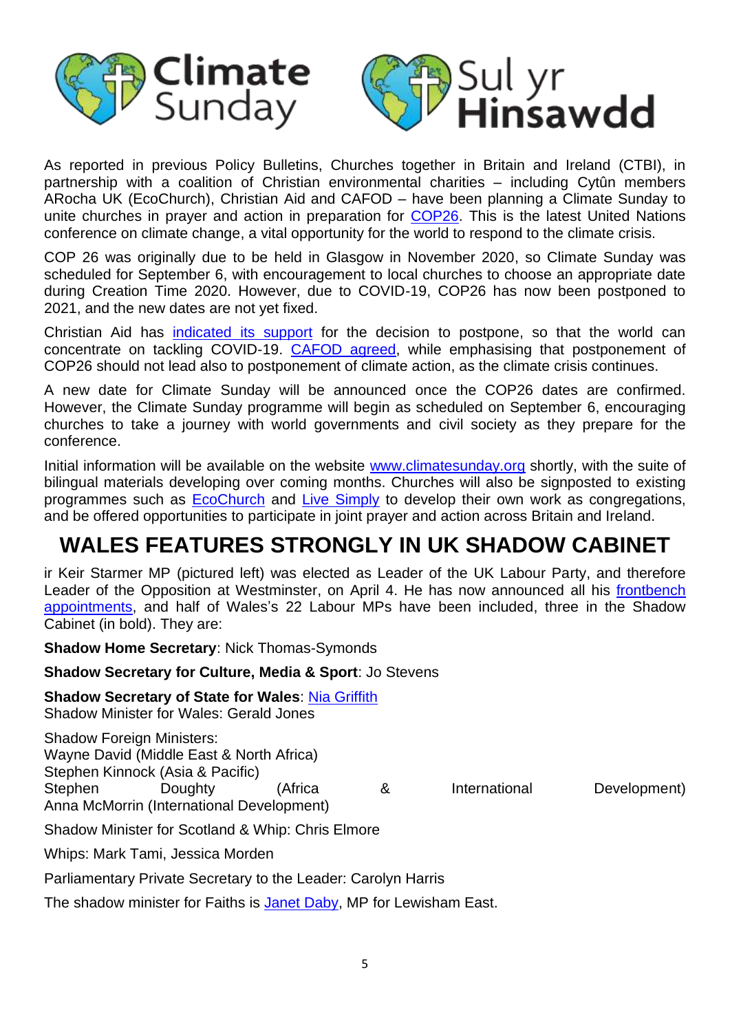Climate Sunday / Sul yr Hinsawdd

As reported in previous Policy Bulletins, Churches together in Britain and Ireland (CTBI), in partnership with a coalition of Christian environmental charities – including Cytûn members ARocha UK (EcoChurch), Christian Aid and CAFOD – have been planning a Climate Sunday to unite churches in prayer and action in preparation for COP26. This is the latest United Nations conference on climate change, a vital opportunity for the world to respond to the climate crisis.

COP 26 was originally due to be held in Glasgow in November 2020, so Climate Sunday was scheduled for September 6, with encouragement to local churches to choose an appropriate date during Creation Time 2020. However, due to COVID-19, COP26 has now been postponed to 2021, and the new dates are not yet fixed.

Christian Aid has indicated its support for the decision to postpone, so that the world can concentrate on tackling COVID-19. CAFOD agreed, while emphasising that postponement of COP26 should not lead also to postponement of climate action, as the climate crisis continues.

A new date for Climate Sunday will be announced once the COP26 dates are confirmed. However, the Climate Sunday programme will begin as scheduled on September 6, encouraging churches to take a journey with world governments and civil society as they prepare for the conference.

Initial information will be available on the website www.climatesunday.org shortly, with the suite of bilingual materials developing over coming months. Churches will also be signposted to existing programmes such as EcoChurch and Live Simply to develop their own work as congregations, and be offered opportunities to participate in joint prayer and action across Britain and Ireland.

## WALES FEATURES STRONGLY IN UK SHADOW CABINET

ir Keir Starmer MP (pictured left) was elected as Leader of the UK Labour Party, and therefore Leader of the Opposition at Westminster, on April 4. He has now announced all his frontbench appointments, and half of Wales's 22 Labour MPs have been included, three in the Shadow Cabinet (in bold). They are:

**Shadow Home Secretary**: Nick Thomas-Symonds

**Shadow Secretary for Culture, Media & Sport**: Jo Stevens

**Shadow Secretary of State for Wales**: Nia Griffith
Shadow Minister for Wales: Gerald Jones

Shadow Foreign Ministers:
Wayne David (Middle East & North Africa)
Stephen Kinnock (Asia & Pacific)
Stephen Doughty (Africa & International Development)
Anna McMorrin (International Development)

Shadow Minister for Scotland & Whip: Chris Elmore

Whips: Mark Tami, Jessica Morden

Parliamentary Private Secretary to the Leader: Carolyn Harris

The shadow minister for Faiths is Janet Daby, MP for Lewisham East.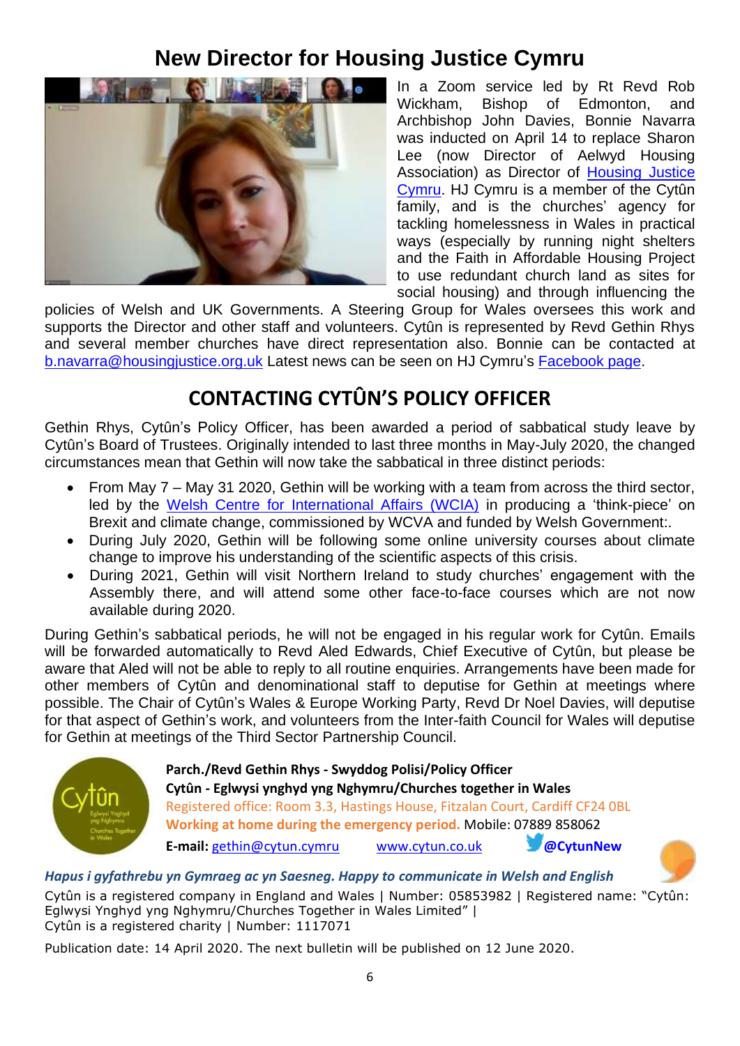# New Director for Housing Justice Cymru

In a Zoom service led by Rt Revd Rob Wickham, Bishop of Edmonton, and Archbishop John Davies, Bonnie Navarra was inducted on April 14 to replace Sharon Lee (now Director of Aelwyd Housing Association) as Director of Housing Justice Cymru. HJ Cymru is a member of the Cytûn family, and is the churches' agency for tackling homelessness in Wales in practical ways (especially by running night shelters and the Faith in Affordable Housing Project to use redundant church land as sites for social housing) and through influencing the policies of Welsh and UK Governments. A Steering Group for Wales oversees this work and supports the Director and other staff and volunteers. Cytûn is represented by Revd Gethin Rhys and several member churches have direct representation also. Bonnie can be contacted at b.navarra@housingjustice.org.uk Latest news can be seen on HJ Cymru's Facebook page.

# CONTACTING CYTÛN'S POLICY OFFICER

Gethin Rhys, Cytûn's Policy Officer, has been awarded a period of sabbatical study leave by Cytûn's Board of Trustees. Originally intended to last three months in May-July 2020, the changed circumstances mean that Gethin will now take the sabbatical in three distinct periods:

- From May 7 – May 31 2020, Gethin will be working with a team from across the third sector, led by the Welsh Centre for International Affairs (WCIA) in producing a 'think-piece' on Brexit and climate change, commissioned by WCVA and funded by Welsh Government:.
- During July 2020, Gethin will be following some online university courses about climate change to improve his understanding of the scientific aspects of this crisis.
- During 2021, Gethin will visit Northern Ireland to study churches' engagement with the Assembly there, and will attend some other face-to-face courses which are not now available during 2020.

During Gethin's sabbatical periods, he will not be engaged in his regular work for Cytûn. Emails will be forwarded automatically to Revd Aled Edwards, Chief Executive of Cytûn, but please be aware that Aled will not be able to reply to all routine enquiries. Arrangements have been made for other members of Cytûn and denominational staff to deputise for Gethin at meetings where possible. The Chair of Cytûn's Wales & Europe Working Party, Revd Dr Noel Davies, will deputise for that aspect of Gethin's work, and volunteers from the Inter-faith Council for Wales will deputise for Gethin at meetings of the Third Sector Partnership Council.

**Parch./Revd Gethin Rhys - Swyddog Polisi/Policy Officer**
**Cytûn - Eglwysi ynghyd yng Nghymru/Churches together in Wales**
Registered office: Room 3.3, Hastings House, Fitzalan Court, Cardiff CF24 0BL
**Working at home during the emergency period.** Mobile: 07889 858062
**E-mail:** gethin@cytun.cymru www.cytun.co.uk **@CytunNew**

***Hapus i gyfathrebu yn Gymraeg ac yn Saesneg. Happy to communicate in Welsh and English***

Cytûn is a registered company in England and Wales | Number: 05853982 | Registered name: "Cytûn: Eglwysi Ynghyd yng Nghymru/Churches Together in Wales Limited" |
Cytûn is a registered charity | Number: 1117071

Publication date: 14 April 2020. The next bulletin will be published on 12 June 2020.